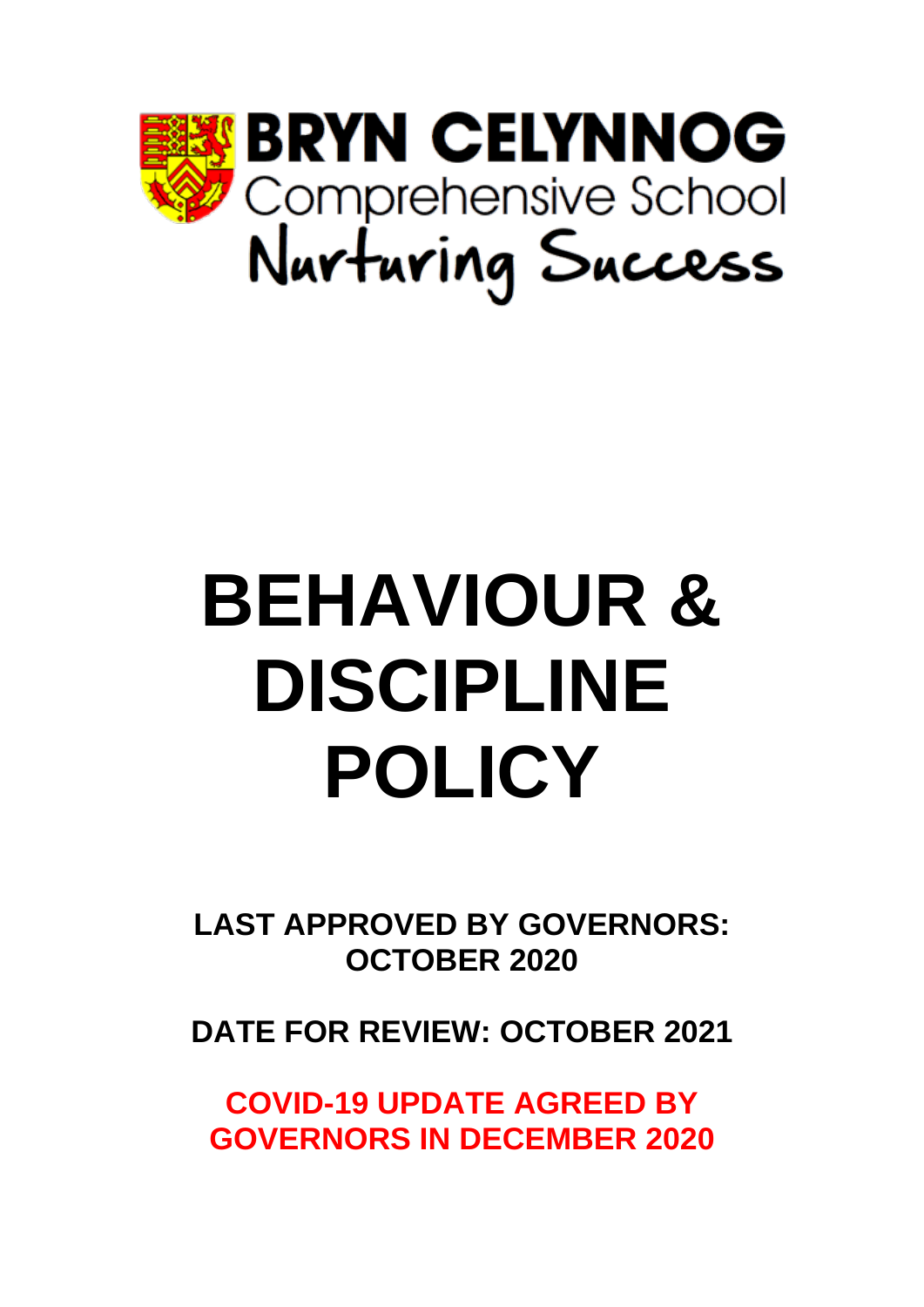**BRYN CELYNNOG**
Comprehensive School
Nurturing Success

# BEHAVIOUR & DISCIPLINE POLICY

**LAST APPROVED BY GOVERNORS: OCTOBER 2020**

**DATE FOR REVIEW: OCTOBER 2021**

**COVID-19 UPDATE AGREED BY GOVERNORS IN DECEMBER 2020**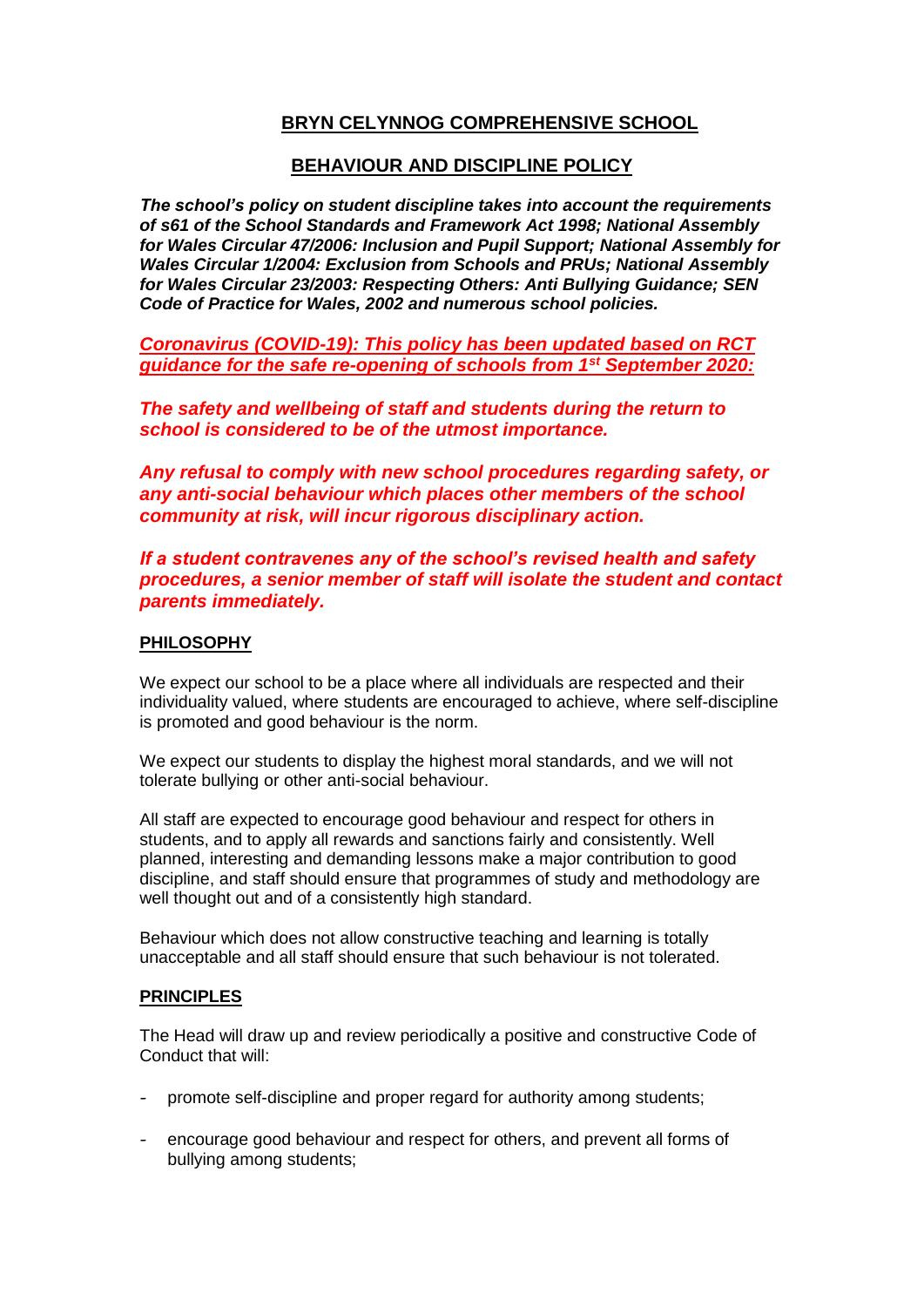# BRYN CELYNNOG COMPREHENSIVE SCHOOL

## BEHAVIOUR AND DISCIPLINE POLICY

***The school's policy on student discipline takes into account the requirements of s61 of the School Standards and Framework Act 1998; National Assembly for Wales Circular 47/2006: Inclusion and Pupil Support; National Assembly for Wales Circular 1/2004: Exclusion from Schools and PRUs; National Assembly for Wales Circular 23/2003: Respecting Others: Anti Bullying Guidance; SEN Code of Practice for Wales, 2002 and numerous school policies.***

***Coronavirus (COVID-19): This policy has been updated based on RCT guidance for the safe re-opening of schools from 1st September 2020:***

***The safety and wellbeing of staff and students during the return to school is considered to be of the utmost importance.***

***Any refusal to comply with new school procedures regarding safety, or any anti-social behaviour which places other members of the school community at risk, will incur rigorous disciplinary action.***

***If a student contravenes any of the school's revised health and safety procedures, a senior member of staff will isolate the student and contact parents immediately.***

### PHILOSOPHY

We expect our school to be a place where all individuals are respected and their individuality valued, where students are encouraged to achieve, where self-discipline is promoted and good behaviour is the norm.

We expect our students to display the highest moral standards, and we will not tolerate bullying or other anti-social behaviour.

All staff are expected to encourage good behaviour and respect for others in students, and to apply all rewards and sanctions fairly and consistently. Well planned, interesting and demanding lessons make a major contribution to good discipline, and staff should ensure that programmes of study and methodology are well thought out and of a consistently high standard.

Behaviour which does not allow constructive teaching and learning is totally unacceptable and all staff should ensure that such behaviour is not tolerated.

### PRINCIPLES

The Head will draw up and review periodically a positive and constructive Code of Conduct that will:

- promote self-discipline and proper regard for authority among students;
- encourage good behaviour and respect for others, and prevent all forms of bullying among students;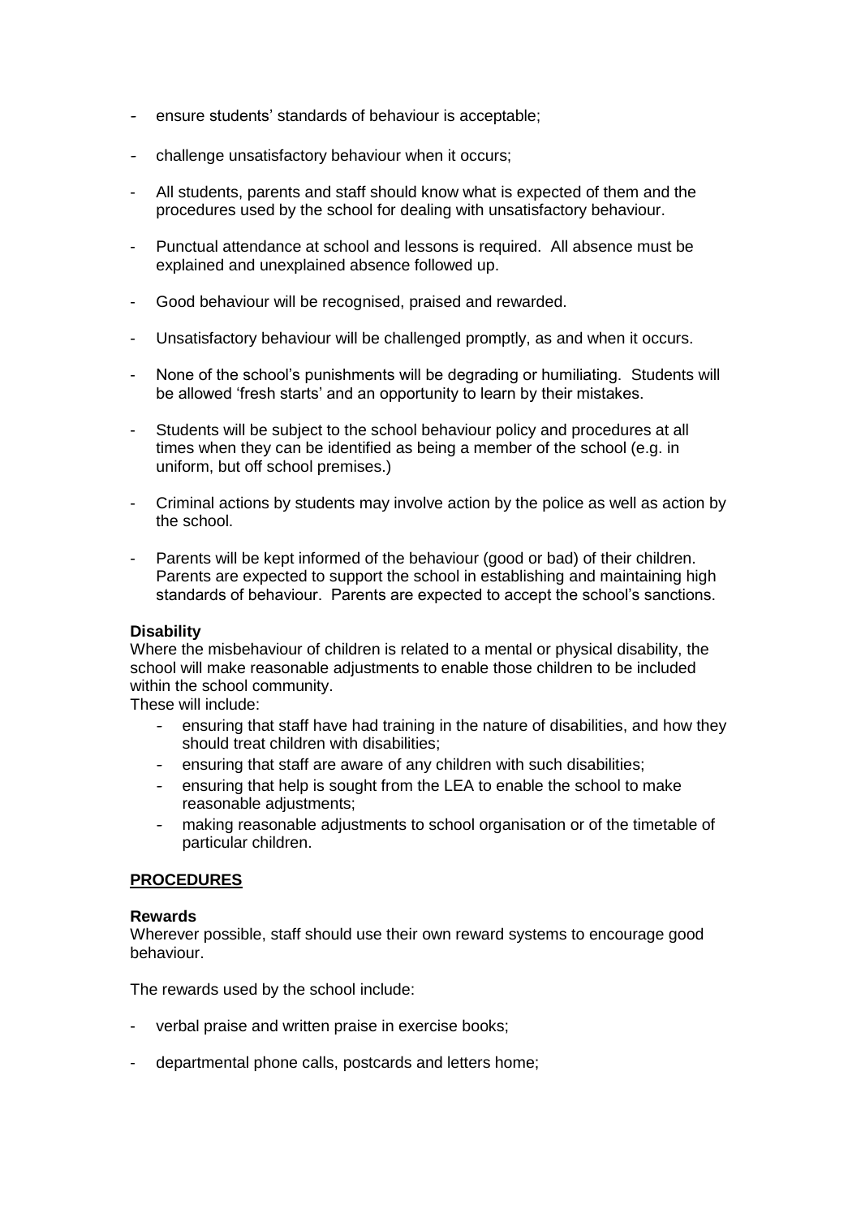- ensure students' standards of behaviour is acceptable;
- challenge unsatisfactory behaviour when it occurs;
- All students, parents and staff should know what is expected of them and the procedures used by the school for dealing with unsatisfactory behaviour.
- Punctual attendance at school and lessons is required. All absence must be explained and unexplained absence followed up.
- Good behaviour will be recognised, praised and rewarded.
- Unsatisfactory behaviour will be challenged promptly, as and when it occurs.
- None of the school's punishments will be degrading or humiliating. Students will be allowed 'fresh starts' and an opportunity to learn by their mistakes.
- Students will be subject to the school behaviour policy and procedures at all times when they can be identified as being a member of the school (e.g. in uniform, but off school premises.)
- Criminal actions by students may involve action by the police as well as action by the school.
- Parents will be kept informed of the behaviour (good or bad) of their children. Parents are expected to support the school in establishing and maintaining high standards of behaviour. Parents are expected to accept the school's sanctions.

**Disability**
Where the misbehaviour of children is related to a mental or physical disability, the school will make reasonable adjustments to enable those children to be included within the school community.
These will include:

- ensuring that staff have had training in the nature of disabilities, and how they should treat children with disabilities;
- ensuring that staff are aware of any children with such disabilities;
- ensuring that help is sought from the LEA to enable the school to make reasonable adjustments;
- making reasonable adjustments to school organisation or of the timetable of particular children.

## PROCEDURES

**Rewards**
Wherever possible, staff should use their own reward systems to encourage good behaviour.

The rewards used by the school include:

- verbal praise and written praise in exercise books;
- departmental phone calls, postcards and letters home;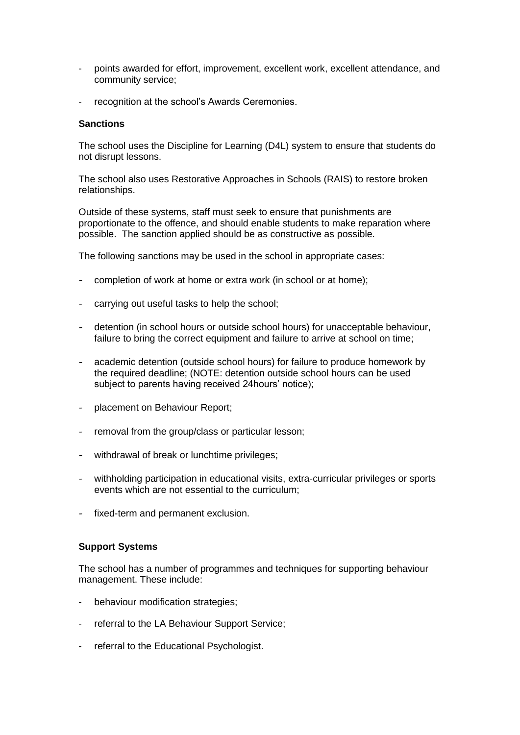- points awarded for effort, improvement, excellent work, excellent attendance, and community service;
- recognition at the school's Awards Ceremonies.

**Sanctions**

The school uses the Discipline for Learning (D4L) system to ensure that students do not disrupt lessons.

The school also uses Restorative Approaches in Schools (RAIS) to restore broken relationships.

Outside of these systems, staff must seek to ensure that punishments are proportionate to the offence, and should enable students to make reparation where possible. The sanction applied should be as constructive as possible.

The following sanctions may be used in the school in appropriate cases:

- completion of work at home or extra work (in school or at home);
- carrying out useful tasks to help the school;
- detention (in school hours or outside school hours) for unacceptable behaviour, failure to bring the correct equipment and failure to arrive at school on time;
- academic detention (outside school hours) for failure to produce homework by the required deadline; (NOTE: detention outside school hours can be used subject to parents having received 24hours' notice);
- placement on Behaviour Report;
- removal from the group/class or particular lesson;
- withdrawal of break or lunchtime privileges;
- withholding participation in educational visits, extra-curricular privileges or sports events which are not essential to the curriculum;
- fixed-term and permanent exclusion.

**Support Systems**

The school has a number of programmes and techniques for supporting behaviour management. These include:

- behaviour modification strategies;
- referral to the LA Behaviour Support Service;
- referral to the Educational Psychologist.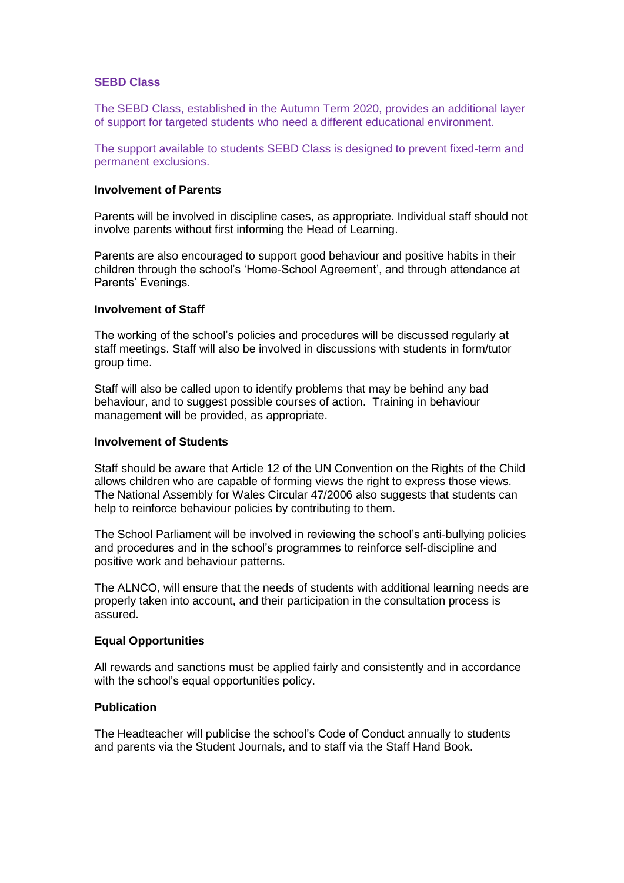### SEBD Class

The SEBD Class, established in the Autumn Term 2020, provides an additional layer of support for targeted students who need a different educational environment.

The support available to students SEBD Class is designed to prevent fixed-term and permanent exclusions.

### Involvement of Parents

Parents will be involved in discipline cases, as appropriate. Individual staff should not involve parents without first informing the Head of Learning.

Parents are also encouraged to support good behaviour and positive habits in their children through the school's 'Home-School Agreement', and through attendance at Parents' Evenings.

### Involvement of Staff

The working of the school's policies and procedures will be discussed regularly at staff meetings. Staff will also be involved in discussions with students in form/tutor group time.

Staff will also be called upon to identify problems that may be behind any bad behaviour, and to suggest possible courses of action. Training in behaviour management will be provided, as appropriate.

### Involvement of Students

Staff should be aware that Article 12 of the UN Convention on the Rights of the Child allows children who are capable of forming views the right to express those views. The National Assembly for Wales Circular 47/2006 also suggests that students can help to reinforce behaviour policies by contributing to them.

The School Parliament will be involved in reviewing the school's anti-bullying policies and procedures and in the school's programmes to reinforce self-discipline and positive work and behaviour patterns.

The ALNCO, will ensure that the needs of students with additional learning needs are properly taken into account, and their participation in the consultation process is assured.

### Equal Opportunities

All rewards and sanctions must be applied fairly and consistently and in accordance with the school's equal opportunities policy.

### Publication

The Headteacher will publicise the school's Code of Conduct annually to students and parents via the Student Journals, and to staff via the Staff Hand Book.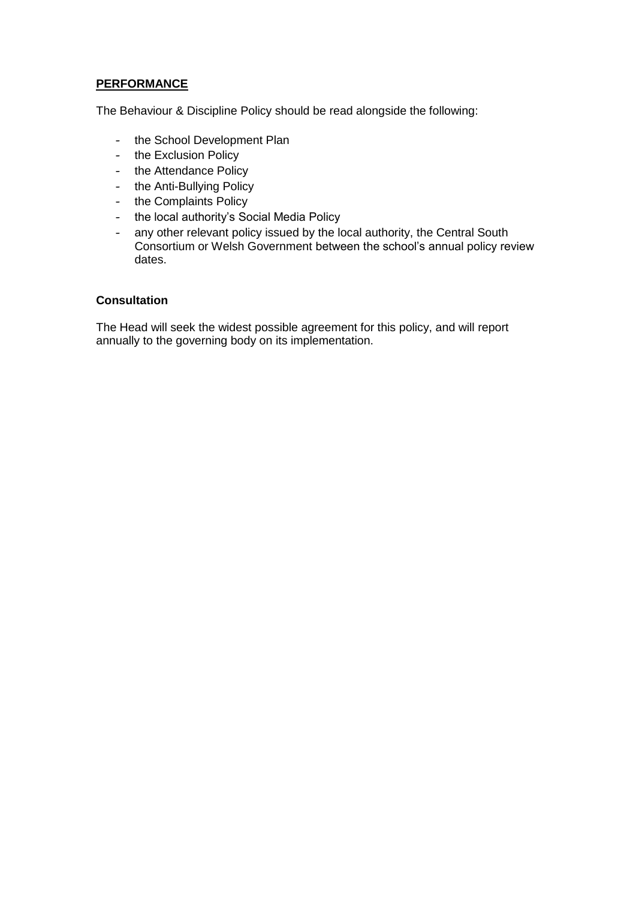## PERFORMANCE

The Behaviour & Discipline Policy should be read alongside the following:

- the School Development Plan
- the Exclusion Policy
- the Attendance Policy
- the Anti-Bullying Policy
- the Complaints Policy
- the local authority's Social Media Policy
- any other relevant policy issued by the local authority, the Central South Consortium or Welsh Government between the school's annual policy review dates.

### Consultation

The Head will seek the widest possible agreement for this policy, and will report annually to the governing body on its implementation.